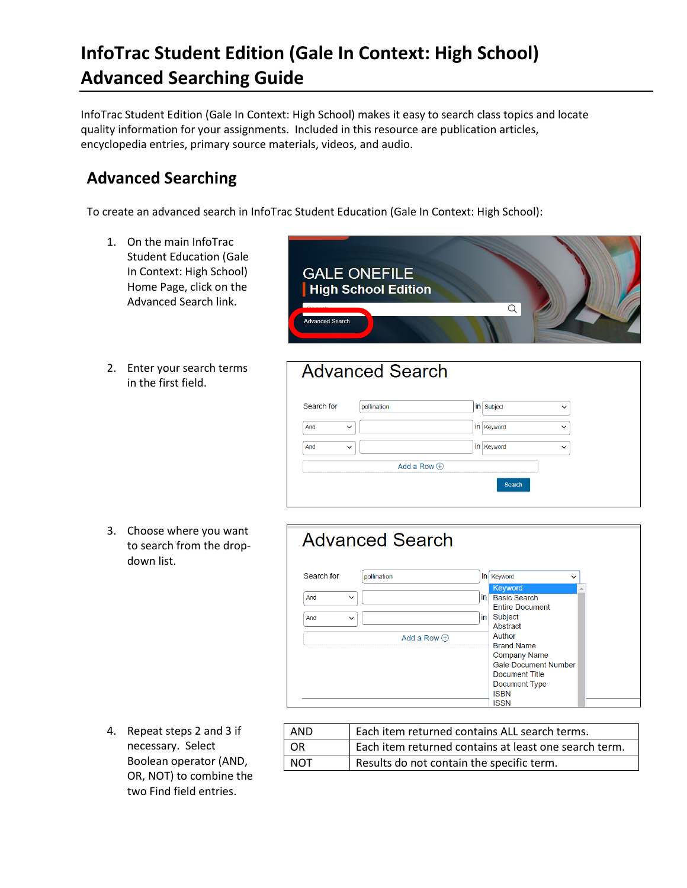# InfoTrac Student Edition (Gale In Context: High School) Advanced Searching Guide

InfoTrac Student Edition (Gale In Context: High School) makes it easy to search class topics and locate quality information for your assignments. Included in this resource are publication articles, encyclopedia entries, primary source materials, videos, and audio.

## Advanced Searching

To create an advanced search in InfoTrac Student Education (Gale In Context: High School):

1. On the main InfoTrac Student Education (Gale In Context: High School) Home Page, click on the Advanced Search link.

2. Enter your search terms in the first field.

3. Choose where you want to search from the drop-down list.

4. Repeat steps 2 and 3 if necessary. Select Boolean operator (AND, OR, NOT) to combine the two Find field entries.

| AND | Each item returned contains ALL search terms. |
|---|---|
| OR | Each item returned contains at least one search term. |
| NOT | Results do not contain the specific term. |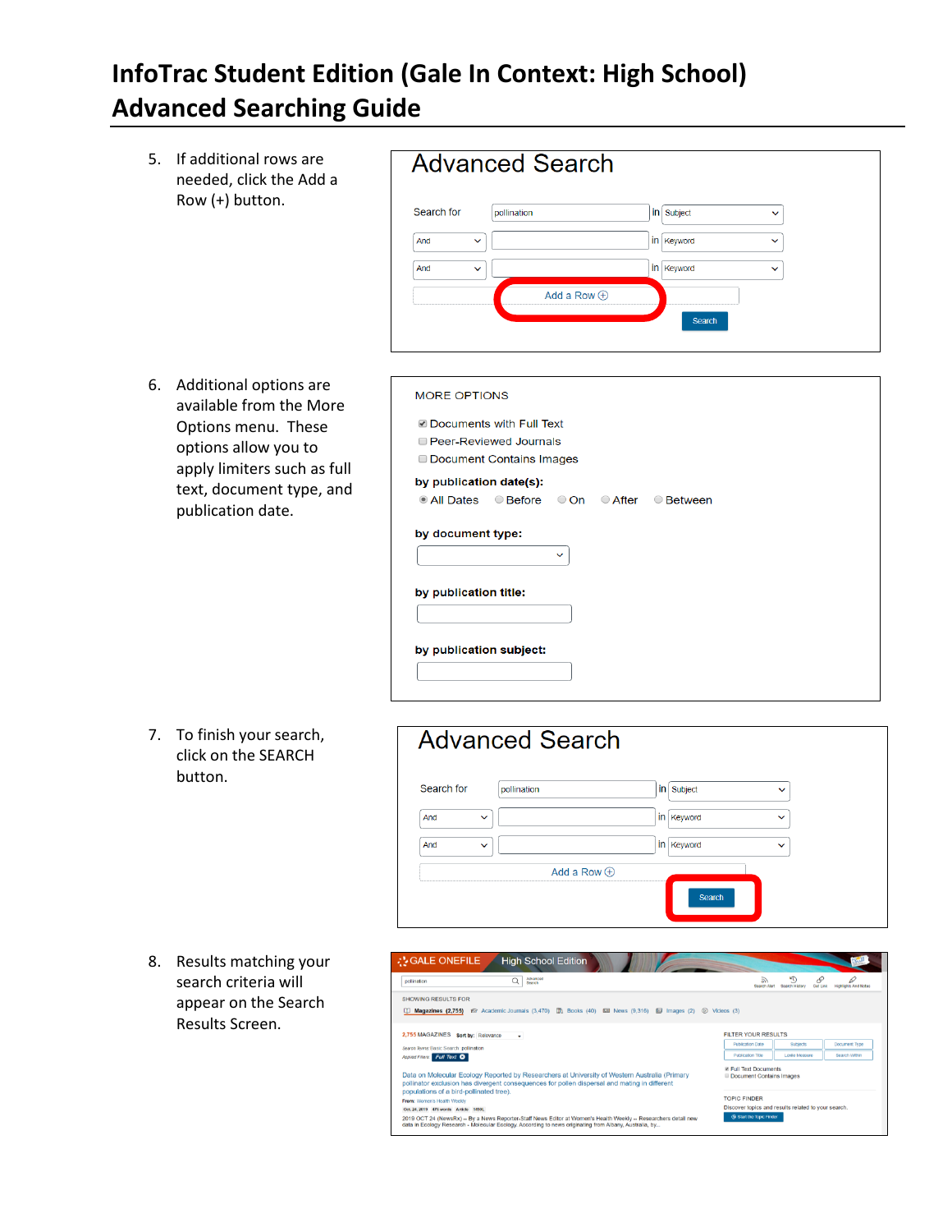# InfoTrac Student Edition (Gale In Context: High School) Advanced Searching Guide

5. If additional rows are needed, click the Add a Row (+) button.

6. Additional options are available from the More Options menu. These options allow you to apply limiters such as full text, document type, and publication date.

7. To finish your search, click on the SEARCH button.

8. Results matching your search criteria will appear on the Search Results Screen.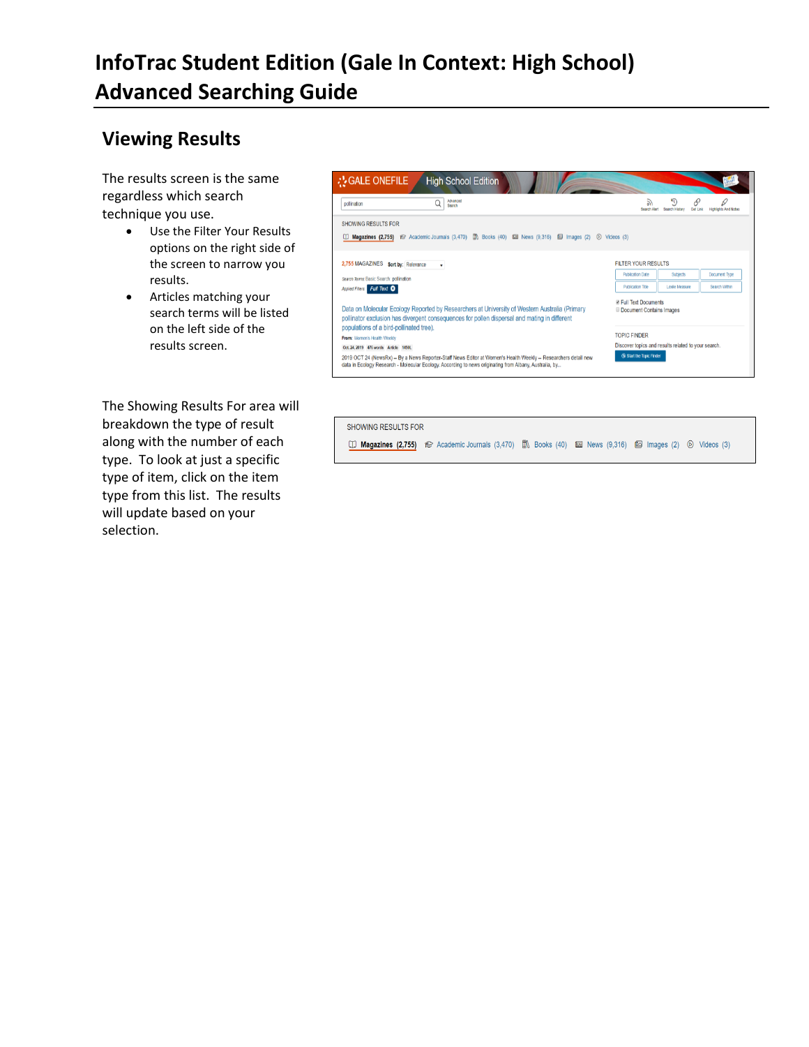# InfoTrac Student Edition (Gale In Context: High School) Advanced Searching Guide

## Viewing Results

The results screen is the same regardless which search technique you use.

- Use the Filter Your Results options on the right side of the screen to narrow you results.
- Articles matching your search terms will be listed on the left side of the results screen.

The Showing Results For area will breakdown the type of result along with the number of each type. To look at just a specific type of item, click on the item type from this list. The results will update based on your selection.